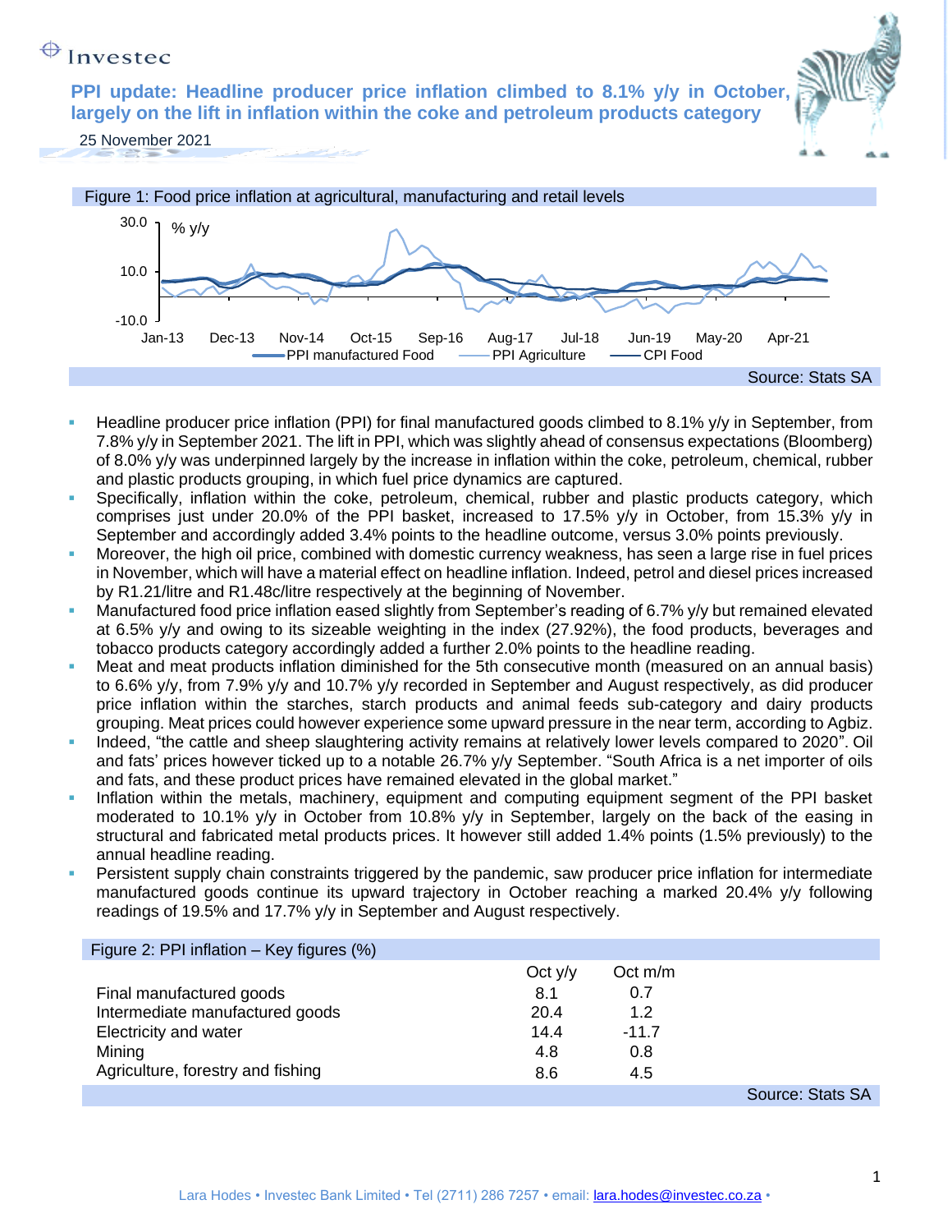Investec

# PPI update: Headline producer price inflation climbed to 8.1% y/y in October, largely on the lift in inflation within the coke and petroleum products category

25 November 2021

Figure 1: Food price inflation at agricultural, manufacturing and retail levels

Source: Stats SA

- Headline producer price inflation (PPI) for final manufactured goods climbed to 8.1% y/y in September, from 7.8% y/y in September 2021. The lift in PPI, which was slightly ahead of consensus expectations (Bloomberg) of 8.0% y/y was underpinned largely by the increase in inflation within the coke, petroleum, chemical, rubber and plastic products grouping, in which fuel price dynamics are captured.
- Specifically, inflation within the coke, petroleum, chemical, rubber and plastic products category, which comprises just under 20.0% of the PPI basket, increased to 17.5% y/y in October, from 15.3% y/y in September and accordingly added 3.4% points to the headline outcome, versus 3.0% points previously.
- Moreover, the high oil price, combined with domestic currency weakness, has seen a large rise in fuel prices in November, which will have a material effect on headline inflation. Indeed, petrol and diesel prices increased by R1.21/litre and R1.48c/litre respectively at the beginning of November.
- Manufactured food price inflation eased slightly from September's reading of 6.7% y/y but remained elevated at 6.5% y/y and owing to its sizeable weighting in the index (27.92%), the food products, beverages and tobacco products category accordingly added a further 2.0% points to the headline reading.
- Meat and meat products inflation diminished for the 5th consecutive month (measured on an annual basis) to 6.6% y/y, from 7.9% y/y and 10.7% y/y recorded in September and August respectively, as did producer price inflation within the starches, starch products and animal feeds sub-category and dairy products grouping. Meat prices could however experience some upward pressure in the near term, according to Agbiz.
- Indeed, "the cattle and sheep slaughtering activity remains at relatively lower levels compared to 2020". Oil and fats' prices however ticked up to a notable 26.7% y/y September. "South Africa is a net importer of oils and fats, and these product prices have remained elevated in the global market."
- Inflation within the metals, machinery, equipment and computing equipment segment of the PPI basket moderated to 10.1% y/y in October from 10.8% y/y in September, largely on the back of the easing in structural and fabricated metal products prices. It however still added 1.4% points (1.5% previously) to the annual headline reading.
- Persistent supply chain constraints triggered by the pandemic, saw producer price inflation for intermediate manufactured goods continue its upward trajectory in October reaching a marked 20.4% y/y following readings of 19.5% and 17.7% y/y in September and August respectively.

Figure 2: PPI inflation – Key figures (%)

| | Oct y/y | Oct m/m |
|---|---|---|
| Final manufactured goods | 8.1 | 0.7 |
| Intermediate manufactured goods | 20.4 | 1.2 |
| Electricity and water | 14.4 | -11.7 |
| Mining | 4.8 | 0.8 |
| Agriculture, forestry and fishing | 8.6 | 4.5 |

Source: Stats SA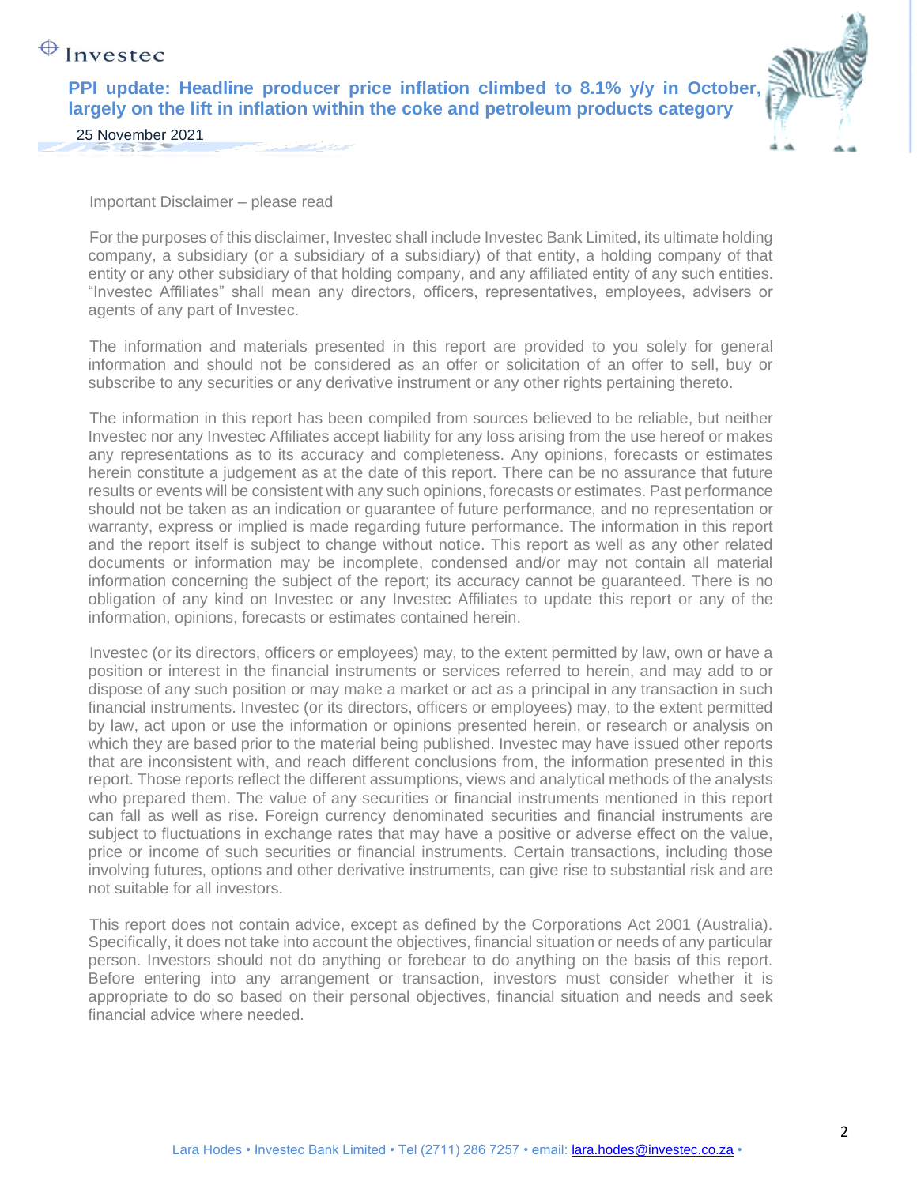Important Disclaimer – please read

For the purposes of this disclaimer, Investec shall include Investec Bank Limited, its ultimate holding company, a subsidiary (or a subsidiary of a subsidiary) of that entity, a holding company of that entity or any other subsidiary of that holding company, and any affiliated entity of any such entities. "Investec Affiliates" shall mean any directors, officers, representatives, employees, advisers or agents of any part of Investec.

The information and materials presented in this report are provided to you solely for general information and should not be considered as an offer or solicitation of an offer to sell, buy or subscribe to any securities or any derivative instrument or any other rights pertaining thereto.

The information in this report has been compiled from sources believed to be reliable, but neither Investec nor any Investec Affiliates accept liability for any loss arising from the use hereof or makes any representations as to its accuracy and completeness. Any opinions, forecasts or estimates herein constitute a judgement as at the date of this report. There can be no assurance that future results or events will be consistent with any such opinions, forecasts or estimates. Past performance should not be taken as an indication or guarantee of future performance, and no representation or warranty, express or implied is made regarding future performance. The information in this report and the report itself is subject to change without notice. This report as well as any other related documents or information may be incomplete, condensed and/or may not contain all material information concerning the subject of the report; its accuracy cannot be guaranteed. There is no obligation of any kind on Investec or any Investec Affiliates to update this report or any of the information, opinions, forecasts or estimates contained herein.

Investec (or its directors, officers or employees) may, to the extent permitted by law, own or have a position or interest in the financial instruments or services referred to herein, and may add to or dispose of any such position or may make a market or act as a principal in any transaction in such financial instruments. Investec (or its directors, officers or employees) may, to the extent permitted by law, act upon or use the information or opinions presented herein, or research or analysis on which they are based prior to the material being published. Investec may have issued other reports that are inconsistent with, and reach different conclusions from, the information presented in this report. Those reports reflect the different assumptions, views and analytical methods of the analysts who prepared them. The value of any securities or financial instruments mentioned in this report can fall as well as rise. Foreign currency denominated securities and financial instruments are subject to fluctuations in exchange rates that may have a positive or adverse effect on the value, price or income of such securities or financial instruments. Certain transactions, including those involving futures, options and other derivative instruments, can give rise to substantial risk and are not suitable for all investors.

This report does not contain advice, except as defined by the Corporations Act 2001 (Australia). Specifically, it does not take into account the objectives, financial situation or needs of any particular person. Investors should not do anything or forebear to do anything on the basis of this report. Before entering into any arrangement or transaction, investors must consider whether it is appropriate to do so based on their personal objectives, financial situation and needs and seek financial advice where needed.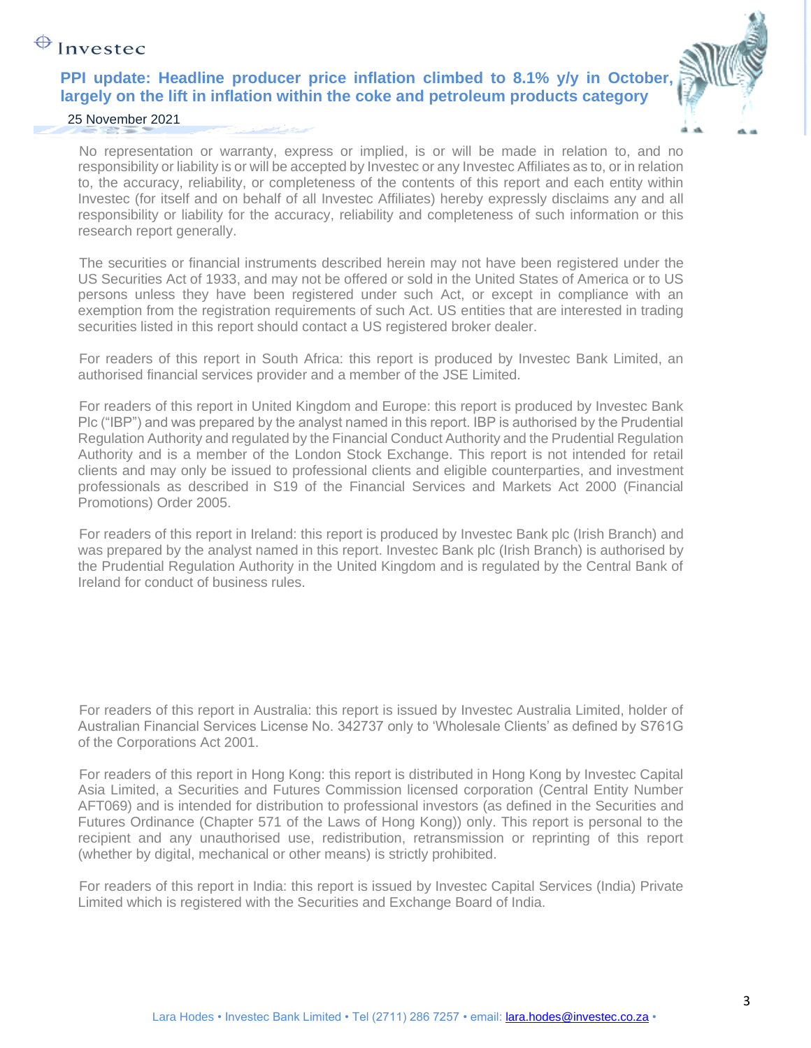No representation or warranty, express or implied, is or will be made in relation to, and no responsibility or liability is or will be accepted by Investec or any Investec Affiliates as to, or in relation to, the accuracy, reliability, or completeness of the contents of this report and each entity within Investec (for itself and on behalf of all Investec Affiliates) hereby expressly disclaims any and all responsibility or liability for the accuracy, reliability and completeness of such information or this research report generally.

The securities or financial instruments described herein may not have been registered under the US Securities Act of 1933, and may not be offered or sold in the United States of America or to US persons unless they have been registered under such Act, or except in compliance with an exemption from the registration requirements of such Act. US entities that are interested in trading securities listed in this report should contact a US registered broker dealer.

For readers of this report in South Africa: this report is produced by Investec Bank Limited, an authorised financial services provider and a member of the JSE Limited.

For readers of this report in United Kingdom and Europe: this report is produced by Investec Bank Plc ("IBP") and was prepared by the analyst named in this report. IBP is authorised by the Prudential Regulation Authority and regulated by the Financial Conduct Authority and the Prudential Regulation Authority and is a member of the London Stock Exchange. This report is not intended for retail clients and may only be issued to professional clients and eligible counterparties, and investment professionals as described in S19 of the Financial Services and Markets Act 2000 (Financial Promotions) Order 2005.

For readers of this report in Ireland: this report is produced by Investec Bank plc (Irish Branch) and was prepared by the analyst named in this report. Investec Bank plc (Irish Branch) is authorised by the Prudential Regulation Authority in the United Kingdom and is regulated by the Central Bank of Ireland for conduct of business rules.

For readers of this report in Australia: this report is issued by Investec Australia Limited, holder of Australian Financial Services License No. 342737 only to 'Wholesale Clients' as defined by S761G of the Corporations Act 2001.

For readers of this report in Hong Kong: this report is distributed in Hong Kong by Investec Capital Asia Limited, a Securities and Futures Commission licensed corporation (Central Entity Number AFT069) and is intended for distribution to professional investors (as defined in the Securities and Futures Ordinance (Chapter 571 of the Laws of Hong Kong)) only. This report is personal to the recipient and any unauthorised use, redistribution, retransmission or reprinting of this report (whether by digital, mechanical or other means) is strictly prohibited.

For readers of this report in India: this report is issued by Investec Capital Services (India) Private Limited which is registered with the Securities and Exchange Board of India.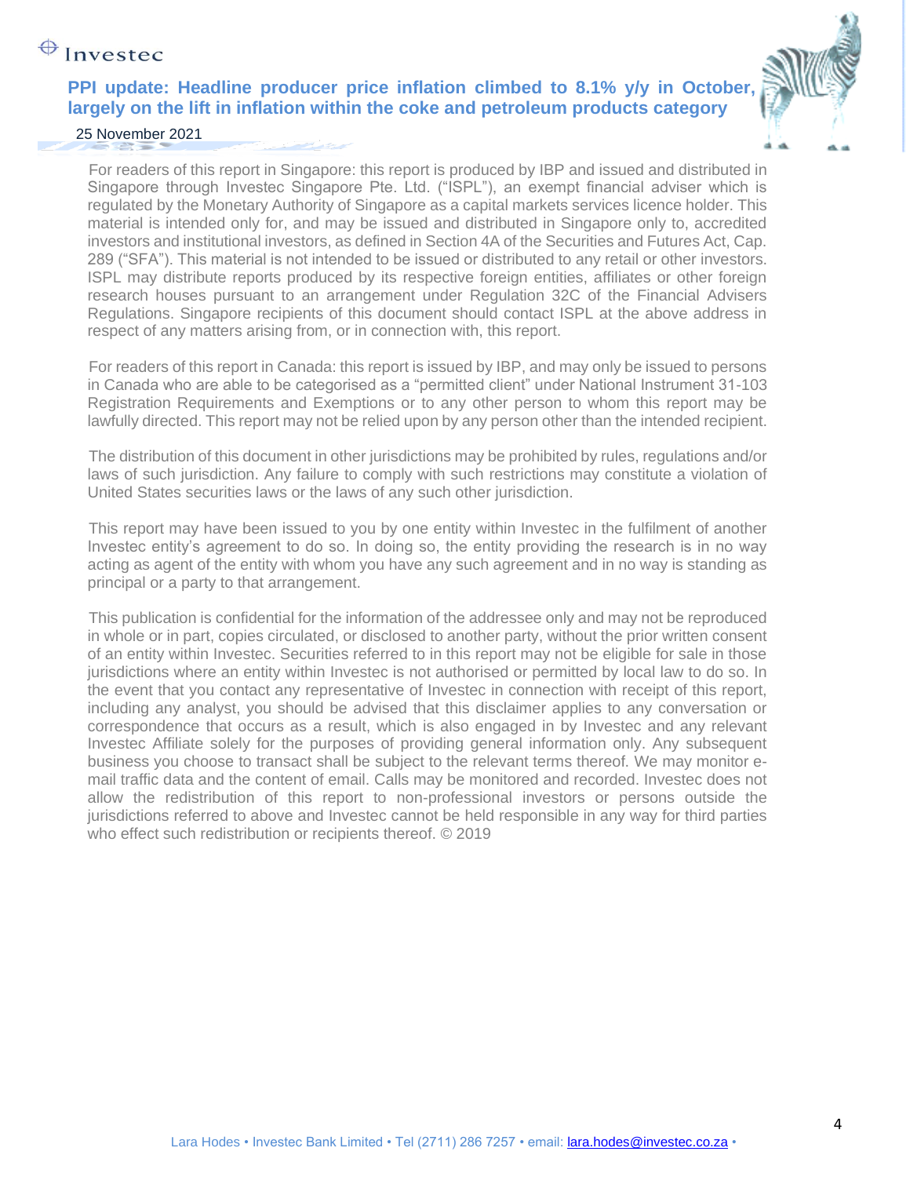For readers of this report in Singapore: this report is produced by IBP and issued and distributed in Singapore through Investec Singapore Pte. Ltd. ("ISPL"), an exempt financial adviser which is regulated by the Monetary Authority of Singapore as a capital markets services licence holder. This material is intended only for, and may be issued and distributed in Singapore only to, accredited investors and institutional investors, as defined in Section 4A of the Securities and Futures Act, Cap. 289 ("SFA"). This material is not intended to be issued or distributed to any retail or other investors. ISPL may distribute reports produced by its respective foreign entities, affiliates or other foreign research houses pursuant to an arrangement under Regulation 32C of the Financial Advisers Regulations. Singapore recipients of this document should contact ISPL at the above address in respect of any matters arising from, or in connection with, this report.

For readers of this report in Canada: this report is issued by IBP, and may only be issued to persons in Canada who are able to be categorised as a "permitted client" under National Instrument 31-103 Registration Requirements and Exemptions or to any other person to whom this report may be lawfully directed. This report may not be relied upon by any person other than the intended recipient.

The distribution of this document in other jurisdictions may be prohibited by rules, regulations and/or laws of such jurisdiction. Any failure to comply with such restrictions may constitute a violation of United States securities laws or the laws of any such other jurisdiction.

This report may have been issued to you by one entity within Investec in the fulfilment of another Investec entity's agreement to do so. In doing so, the entity providing the research is in no way acting as agent of the entity with whom you have any such agreement and in no way is standing as principal or a party to that arrangement.

This publication is confidential for the information of the addressee only and may not be reproduced in whole or in part, copies circulated, or disclosed to another party, without the prior written consent of an entity within Investec. Securities referred to in this report may not be eligible for sale in those jurisdictions where an entity within Investec is not authorised or permitted by local law to do so. In the event that you contact any representative of Investec in connection with receipt of this report, including any analyst, you should be advised that this disclaimer applies to any conversation or correspondence that occurs as a result, which is also engaged in by Investec and any relevant Investec Affiliate solely for the purposes of providing general information only. Any subsequent business you choose to transact shall be subject to the relevant terms thereof. We may monitor e-mail traffic data and the content of email. Calls may be monitored and recorded. Investec does not allow the redistribution of this report to non-professional investors or persons outside the jurisdictions referred to above and Investec cannot be held responsible in any way for third parties who effect such redistribution or recipients thereof. © 2019